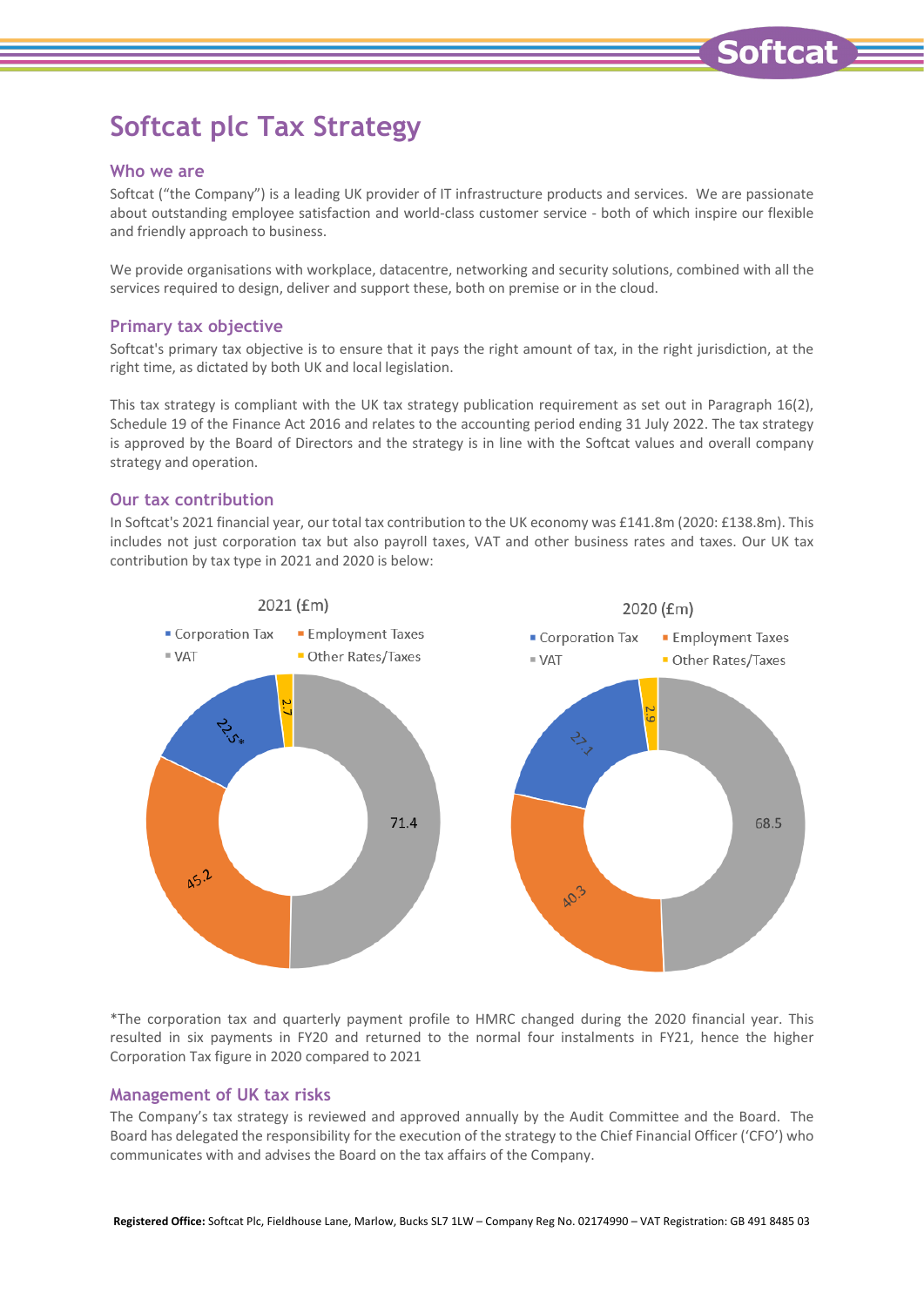# Softcat plc Tax Strategy

## Who we are

Softcat ("the Company") is a leading UK provider of IT infrastructure products and services. We are passionate about outstanding employee satisfaction and world-class customer service - both of which inspire our flexible and friendly approach to business.

We provide organisations with workplace, datacentre, networking and security solutions, combined with all the services required to design, deliver and support these, both on premise or in the cloud.

## Primary tax objective

Softcat's primary tax objective is to ensure that it pays the right amount of tax, in the right jurisdiction, at the right time, as dictated by both UK and local legislation.

This tax strategy is compliant with the UK tax strategy publication requirement as set out in Paragraph 16(2), Schedule 19 of the Finance Act 2016 and relates to the accounting period ending 31 July 2022. The tax strategy is approved by the Board of Directors and the strategy is in line with the Softcat values and overall company strategy and operation.

## Our tax contribution

In Softcat's 2021 financial year, our total tax contribution to the UK economy was £141.8m (2020: £138.8m). This includes not just corporation tax but also payroll taxes, VAT and other business rates and taxes. Our UK tax contribution by tax type in 2021 and 2020 is below:

| Tax type | 2021 (£m) | 2020 (£m) |
| --- | --- | --- |
| Corporation Tax | 22.5* | 27.1 |
| Employment Taxes | 45.2 | 40.3 |
| VAT | 71.4 | 68.5 |
| Other Rates/Taxes | 2.7 | 2.9 |

*The corporation tax and quarterly payment profile to HMRC changed during the 2020 financial year. This resulted in six payments in FY20 and returned to the normal four instalments in FY21, hence the higher Corporation Tax figure in 2020 compared to 2021

## Management of UK tax risks

The Company's tax strategy is reviewed and approved annually by the Audit Committee and the Board. The Board has delegated the responsibility for the execution of the strategy to the Chief Financial Officer ('CFO') who communicates with and advises the Board on the tax affairs of the Company.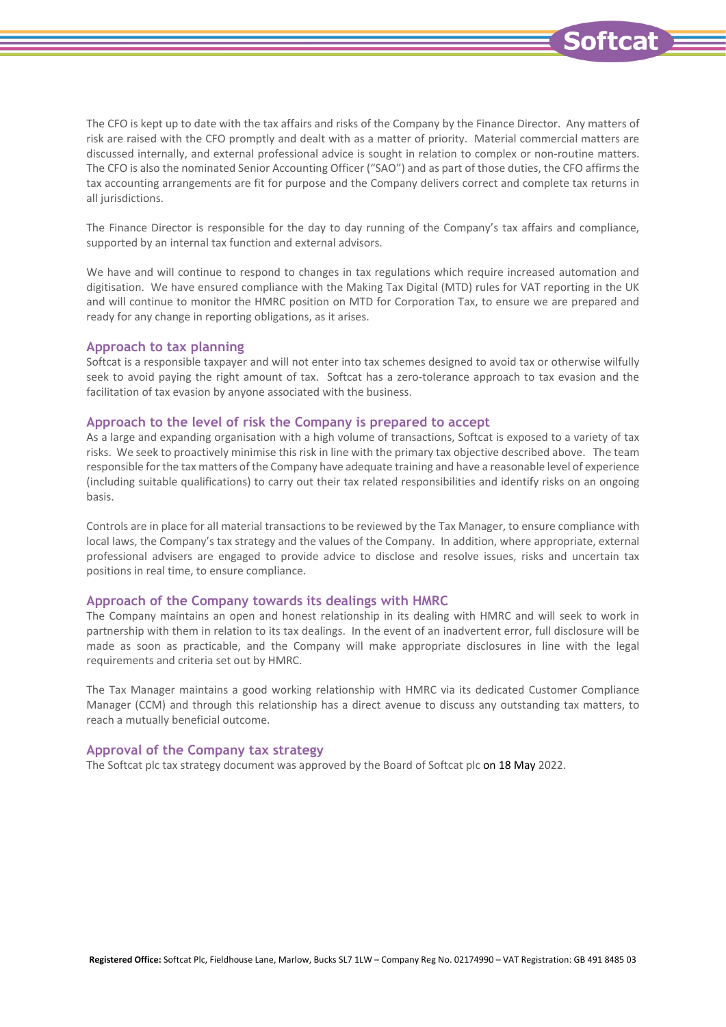The CFO is kept up to date with the tax affairs and risks of the Company by the Finance Director. Any matters of risk are raised with the CFO promptly and dealt with as a matter of priority. Material commercial matters are discussed internally, and external professional advice is sought in relation to complex or non-routine matters. The CFO is also the nominated Senior Accounting Officer ("SAO") and as part of those duties, the CFO affirms the tax accounting arrangements are fit for purpose and the Company delivers correct and complete tax returns in all jurisdictions.

The Finance Director is responsible for the day to day running of the Company's tax affairs and compliance, supported by an internal tax function and external advisors.

We have and will continue to respond to changes in tax regulations which require increased automation and digitisation. We have ensured compliance with the Making Tax Digital (MTD) rules for VAT reporting in the UK and will continue to monitor the HMRC position on MTD for Corporation Tax, to ensure we are prepared and ready for any change in reporting obligations, as it arises.

## Approach to tax planning

Softcat is a responsible taxpayer and will not enter into tax schemes designed to avoid tax or otherwise wilfully seek to avoid paying the right amount of tax. Softcat has a zero-tolerance approach to tax evasion and the facilitation of tax evasion by anyone associated with the business.

## Approach to the level of risk the Company is prepared to accept

As a large and expanding organisation with a high volume of transactions, Softcat is exposed to a variety of tax risks. We seek to proactively minimise this risk in line with the primary tax objective described above. The team responsible for the tax matters of the Company have adequate training and have a reasonable level of experience (including suitable qualifications) to carry out their tax related responsibilities and identify risks on an ongoing basis.

Controls are in place for all material transactions to be reviewed by the Tax Manager, to ensure compliance with local laws, the Company's tax strategy and the values of the Company. In addition, where appropriate, external professional advisers are engaged to provide advice to disclose and resolve issues, risks and uncertain tax positions in real time, to ensure compliance.

## Approach of the Company towards its dealings with HMRC

The Company maintains an open and honest relationship in its dealing with HMRC and will seek to work in partnership with them in relation to its tax dealings. In the event of an inadvertent error, full disclosure will be made as soon as practicable, and the Company will make appropriate disclosures in line with the legal requirements and criteria set out by HMRC.

The Tax Manager maintains a good working relationship with HMRC via its dedicated Customer Compliance Manager (CCM) and through this relationship has a direct avenue to discuss any outstanding tax matters, to reach a mutually beneficial outcome.

## Approval of the Company tax strategy

The Softcat plc tax strategy document was approved by the Board of Softcat plc on 18 May 2022.